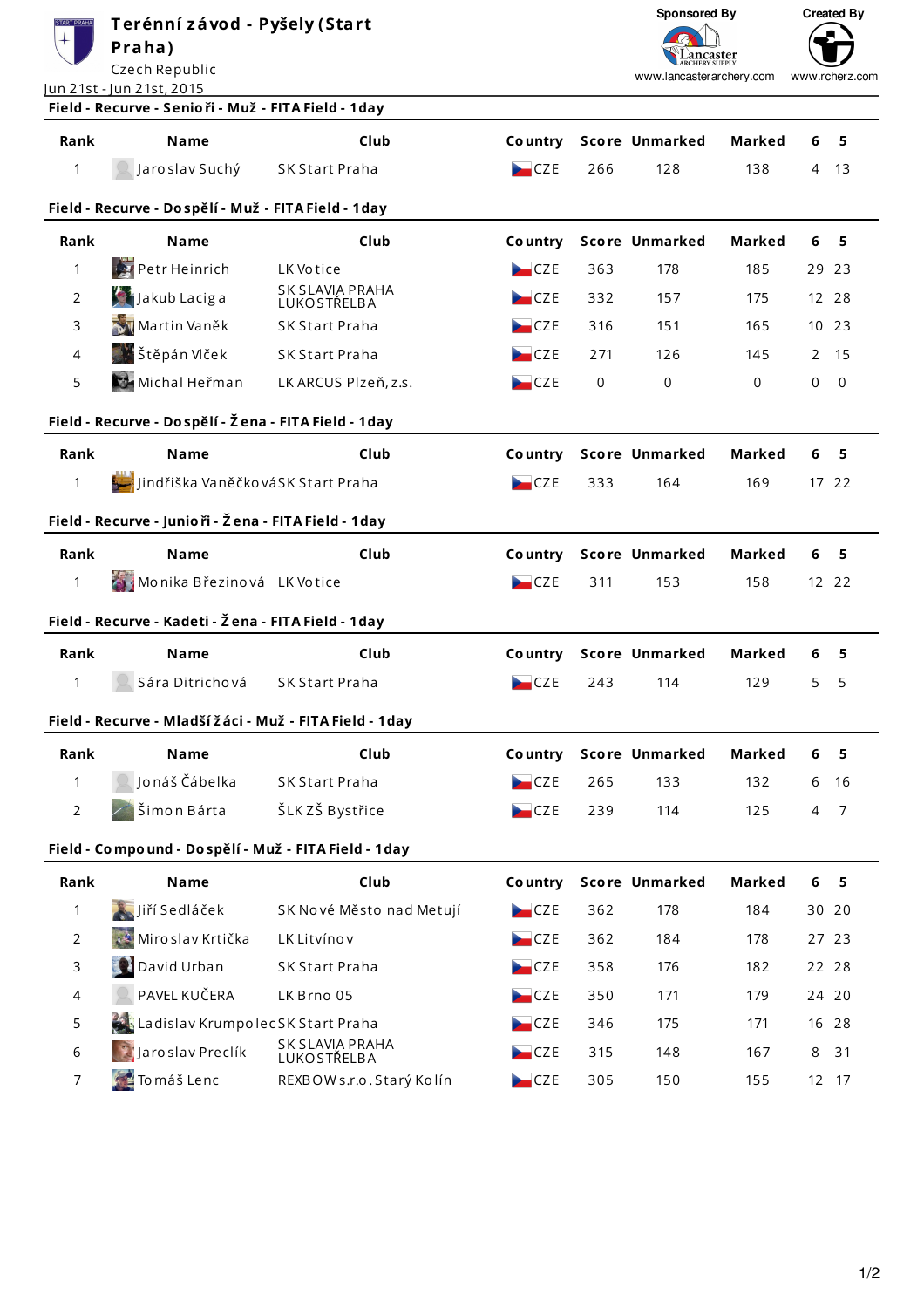# Terénní závod - Pyšely (Start Praha)

Czech Republic

Jun 21st - Jun 21st, 2015

Sponsored By www.lancasterarchery.com

Created By www.rcherz.com

## Field - Recurve - Senioři - Muž - FITA Field - 1day

| Rank | Name | Club | Country | Score | Unmarked | Marked | 6 | 5 |
|---|---|---|---|---|---|---|---|---|
| 1 | Jaroslav Suchý | SK Start Praha | CZE | 266 | 128 | 138 | 4 | 13 |

## Field - Recurve - Dospělí - Muž - FITA Field - 1day

| Rank | Name | Club | Country | Score | Unmarked | Marked | 6 | 5 |
|---|---|---|---|---|---|---|---|---|
| 1 | Petr Heinrich | LK Votice | CZE | 363 | 178 | 185 | 29 | 23 |
| 2 | Jakub Laciga | SK SLAVIA PRAHA LUKOSTŘELBA | CZE | 332 | 157 | 175 | 12 | 28 |
| 3 | Martin Vaněk | SK Start Praha | CZE | 316 | 151 | 165 | 10 | 23 |
| 4 | Štěpán Vlček | SK Start Praha | CZE | 271 | 126 | 145 | 2 | 15 |
| 5 | Michal Heřman | LK ARCUS Plzeň, z.s. | CZE | 0 | 0 | 0 | 0 | 0 |

## Field - Recurve - Dospělí - Žena - FITA Field - 1day

| Rank | Name | Club | Country | Score | Unmarked | Marked | 6 | 5 |
|---|---|---|---|---|---|---|---|---|
| 1 | Jindřiška Vaněčková | SK Start Praha | CZE | 333 | 164 | 169 | 17 | 22 |

## Field - Recurve - Junioři - Žena - FITA Field - 1day

| Rank | Name | Club | Country | Score | Unmarked | Marked | 6 | 5 |
|---|---|---|---|---|---|---|---|---|
| 1 | Monika Březinová | LK Votice | CZE | 311 | 153 | 158 | 12 | 22 |

## Field - Recurve - Kadeti - Žena - FITA Field - 1day

| Rank | Name | Club | Country | Score | Unmarked | Marked | 6 | 5 |
|---|---|---|---|---|---|---|---|---|
| 1 | Sára Ditrichová | SK Start Praha | CZE | 243 | 114 | 129 | 5 | 5 |

## Field - Recurve - Mladší žáci - Muž - FITA Field - 1day

| Rank | Name | Club | Country | Score | Unmarked | Marked | 6 | 5 |
|---|---|---|---|---|---|---|---|---|
| 1 | Jonáš Čábelka | SK Start Praha | CZE | 265 | 133 | 132 | 6 | 16 |
| 2 | Šimon Bárta | ŠLK ZŠ Bystřice | CZE | 239 | 114 | 125 | 4 | 7 |

## Field - Compound - Dospělí - Muž - FITA Field - 1day

| Rank | Name | Club | Country | Score | Unmarked | Marked | 6 | 5 |
|---|---|---|---|---|---|---|---|---|
| 1 | Jiří Sedláček | SK Nové Město nad Metují | CZE | 362 | 178 | 184 | 30 | 20 |
| 2 | Miroslav Krtička | LK Litvínov | CZE | 362 | 184 | 178 | 27 | 23 |
| 3 | David Urban | SK Start Praha | CZE | 358 | 176 | 182 | 22 | 28 |
| 4 | PAVEL KUČERA | LK Brno 05 | CZE | 350 | 171 | 179 | 24 | 20 |
| 5 | Ladislav Krumpolec | SK Start Praha | CZE | 346 | 175 | 171 | 16 | 28 |
| 6 | Jaroslav Preclík | SK SLAVIA PRAHA LUKOSTŘELBA | CZE | 315 | 148 | 167 | 8 | 31 |
| 7 | Tomáš Lenc | REXBOW s.r.o. Starý Kolín | CZE | 305 | 150 | 155 | 12 | 17 |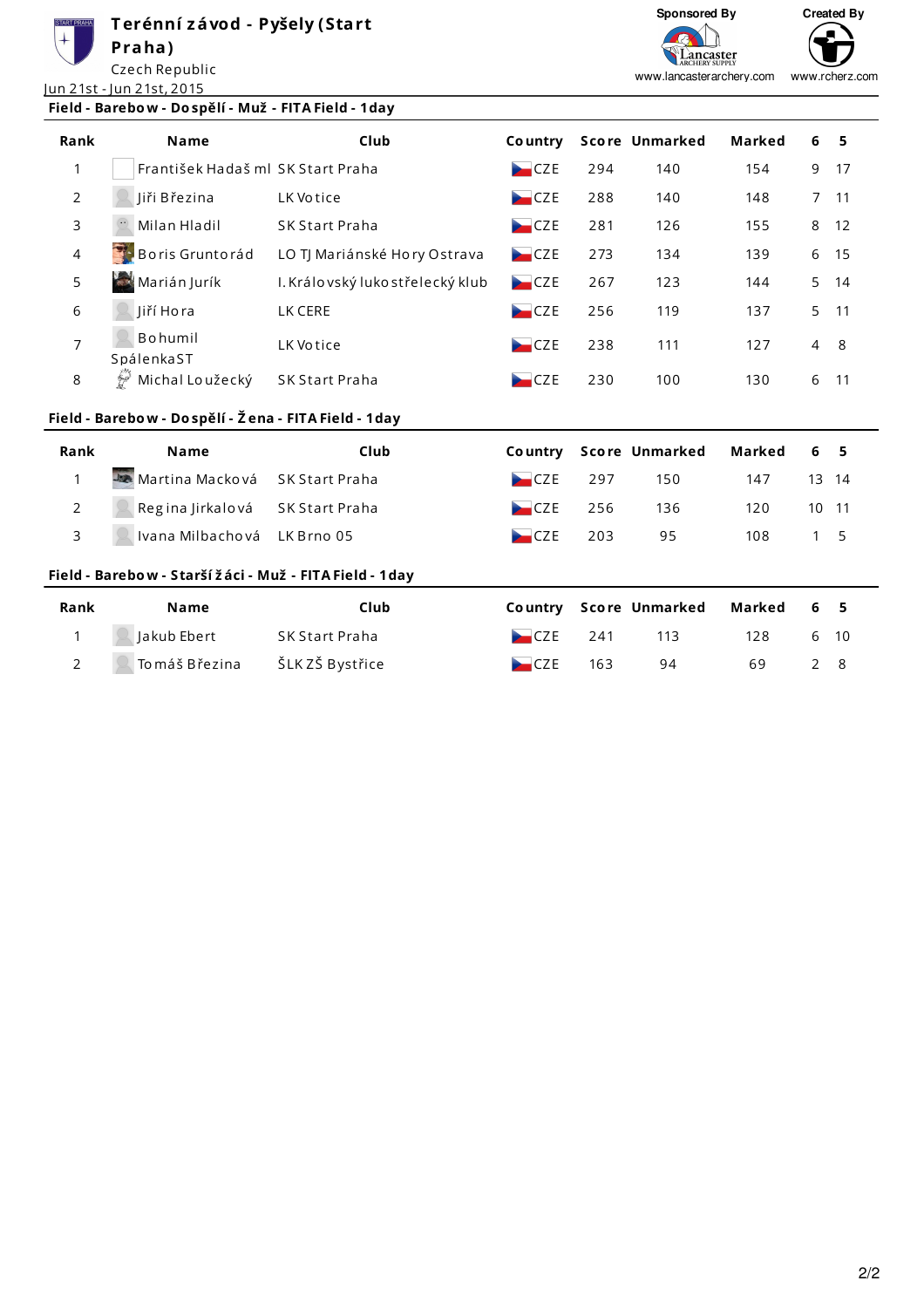# Terénní závod - Pyšely (Start Praha)

Czech Republic

Jun 21st - Jun 21st, 2015

Sponsored By www.lancasterarchery.com — Created By www.rcherz.com

## Field - Barebow - Dospělí - Muž - FITA Field - 1day

| Rank | Name | Club | Country | Score | Unmarked | Marked | 6 | 5 |
|---|---|---|---|---|---|---|---|---|
| 1 | František Hadaš ml | SK Start Praha | CZE | 294 | 140 | 154 | 9 | 17 |
| 2 | Jiři Březina | LK Votice | CZE | 288 | 140 | 148 | 7 | 11 |
| 3 | Milan Hladil | SK Start Praha | CZE | 281 | 126 | 155 | 8 | 12 |
| 4 | Boris Gruntoråd | LO TJ Mariánské Hory Ostrava | CZE | 273 | 134 | 139 | 6 | 15 |
| 5 | Marián Jurík | I. Královský lukostřelecký klub | CZE | 267 | 123 | 144 | 5 | 14 |
| 6 | Jiří Hora | LK CERE | CZE | 256 | 119 | 137 | 5 | 11 |
| 7 | Bohumil SpálenkaST | LK Votice | CZE | 238 | 111 | 127 | 4 | 8 |
| 8 | Michal Loužecký | SK Start Praha | CZE | 230 | 100 | 130 | 6 | 11 |

## Field - Barebow - Dospělí - Žena - FITA Field - 1day

| Rank | Name | Club | Country | Score | Unmarked | Marked | 6 | 5 |
|---|---|---|---|---|---|---|---|---|
| 1 | Martina Macková | SK Start Praha | CZE | 297 | 150 | 147 | 13 | 14 |
| 2 | Regina Jirkalová | SK Start Praha | CZE | 256 | 136 | 120 | 10 | 11 |
| 3 | Ivana Milbachová | LK Brno 05 | CZE | 203 | 95 | 108 | 1 | 5 |

## Field - Barebow - Starší žáci - Muž - FITA Field - 1day

| Rank | Name | Club | Country | Score | Unmarked | Marked | 6 | 5 |
|---|---|---|---|---|---|---|---|---|
| 1 | Jakub Ebert | SK Start Praha | CZE | 241 | 113 | 128 | 6 | 10 |
| 2 | Tomáš Březina | ŠLK ZŠ Bystřice | CZE | 163 | 94 | 69 | 2 | 8 |